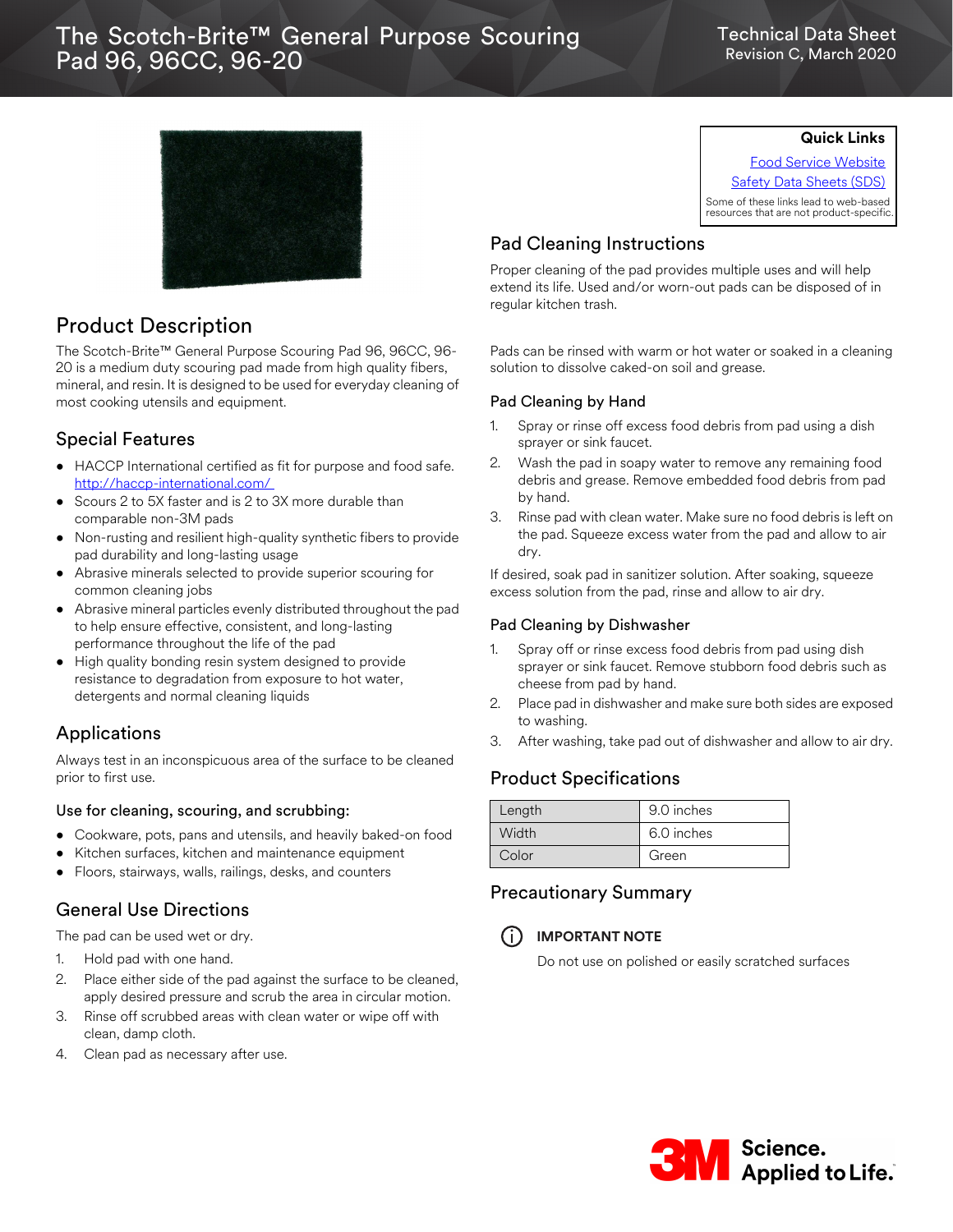# The Scotch-Brite™ General Purpose Scouring Pad 96, 96CC, 96-20

Technical Data Sheet
Revision C, March 2020

**Quick Links**

Food Service Website
Safety Data Sheets (SDS)
Some of these links lead to web-based resources that are not product-specific.

## Product Description

The Scotch-Brite™ General Purpose Scouring Pad 96, 96CC, 96-20 is a medium duty scouring pad made from high quality fibers, mineral, and resin. It is designed to be used for everyday cleaning of most cooking utensils and equipment.

## Special Features

- HACCP International certified as fit for purpose and food safe. http://haccp-international.com/
- Scours 2 to 5X faster and is 2 to 3X more durable than comparable non-3M pads
- Non-rusting and resilient high-quality synthetic fibers to provide pad durability and long-lasting usage
- Abrasive minerals selected to provide superior scouring for common cleaning jobs
- Abrasive mineral particles evenly distributed throughout the pad to help ensure effective, consistent, and long-lasting performance throughout the life of the pad
- High quality bonding resin system designed to provide resistance to degradation from exposure to hot water, detergents and normal cleaning liquids

## Applications

Always test in an inconspicuous area of the surface to be cleaned prior to first use.

### Use for cleaning, scouring, and scrubbing:

- Cookware, pots, pans and utensils, and heavily baked-on food
- Kitchen surfaces, kitchen and maintenance equipment
- Floors, stairways, walls, railings, desks, and counters

## General Use Directions

The pad can be used wet or dry.

1. Hold pad with one hand.
2. Place either side of the pad against the surface to be cleaned, apply desired pressure and scrub the area in circular motion.
3. Rinse off scrubbed areas with clean water or wipe off with clean, damp cloth.
4. Clean pad as necessary after use.

## Pad Cleaning Instructions

Proper cleaning of the pad provides multiple uses and will help extend its life. Used and/or worn-out pads can be disposed of in regular kitchen trash.

Pads can be rinsed with warm or hot water or soaked in a cleaning solution to dissolve caked-on soil and grease.

### Pad Cleaning by Hand

1. Spray or rinse off excess food debris from pad using a dish sprayer or sink faucet.
2. Wash the pad in soapy water to remove any remaining food debris and grease. Remove embedded food debris from pad by hand.
3. Rinse pad with clean water. Make sure no food debris is left on the pad. Squeeze excess water from the pad and allow to air dry.

If desired, soak pad in sanitizer solution. After soaking, squeeze excess solution from the pad, rinse and allow to air dry.

### Pad Cleaning by Dishwasher

1. Spray off or rinse excess food debris from pad using dish sprayer or sink faucet. Remove stubborn food debris such as cheese from pad by hand.
2. Place pad in dishwasher and make sure both sides are exposed to washing.
3. After washing, take pad out of dishwasher and allow to air dry.

## Product Specifications

| | |
|---|---|
| Length | 9.0 inches |
| Width | 6.0 inches |
| Color | Green |

## Precautionary Summary

**IMPORTANT NOTE**

Do not use on polished or easily scratched surfaces

3M Science. Applied to Life.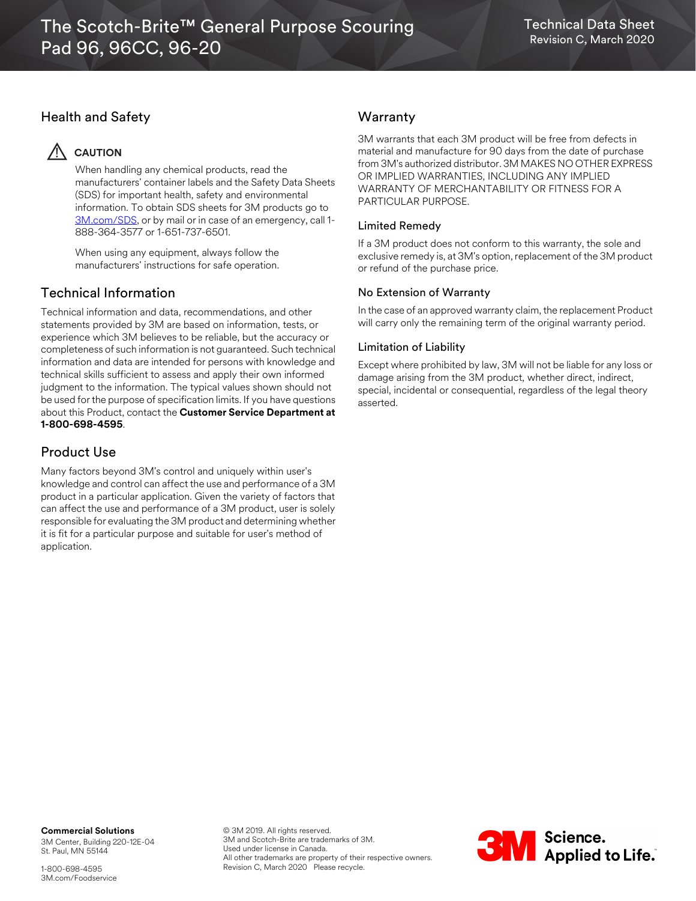## Health and Safety

⚠ **CAUTION**

When handling any chemical products, read the manufacturers' container labels and the Safety Data Sheets (SDS) for important health, safety and environmental information. To obtain SDS sheets for 3M products go to 3M.com/SDS, or by mail or in case of an emergency, call 1-888-364-3577 or 1-651-737-6501.

When using any equipment, always follow the manufacturers' instructions for safe operation.

## Technical Information

Technical information and data, recommendations, and other statements provided by 3M are based on information, tests, or experience which 3M believes to be reliable, but the accuracy or completeness of such information is not guaranteed. Such technical information and data are intended for persons with knowledge and technical skills sufficient to assess and apply their own informed judgment to the information. The typical values shown should not be used for the purpose of specification limits. If you have questions about this Product, contact the **Customer Service Department at 1-800-698-4595**.

## Product Use

Many factors beyond 3M's control and uniquely within user's knowledge and control can affect the use and performance of a 3M product in a particular application. Given the variety of factors that can affect the use and performance of a 3M product, user is solely responsible for evaluating the 3M product and determining whether it is fit for a particular purpose and suitable for user's method of application.

## Warranty

3M warrants that each 3M product will be free from defects in material and manufacture for 90 days from the date of purchase from 3M's authorized distributor. 3M MAKES NO OTHER EXPRESS OR IMPLIED WARRANTIES, INCLUDING ANY IMPLIED WARRANTY OF MERCHANTABILITY OR FITNESS FOR A PARTICULAR PURPOSE.

### Limited Remedy

If a 3M product does not conform to this warranty, the sole and exclusive remedy is, at 3M's option, replacement of the 3M product or refund of the purchase price.

### No Extension of Warranty

In the case of an approved warranty claim, the replacement Product will carry only the remaining term of the original warranty period.

### Limitation of Liability

Except where prohibited by law, 3M will not be liable for any loss or damage arising from the 3M product, whether direct, indirect, special, incidental or consequential, regardless of the legal theory asserted.

**Commercial Solutions**
3M Center, Building 220-12E-04
St. Paul, MN 55144

1-800-698-4595
3M.com/Foodservice

© 3M 2019. All rights reserved.
3M and Scotch-Brite are trademarks of 3M.
Used under license in Canada.
All other trademarks are property of their respective owners.
Revision C, March 2020 Please recycle.

3M Science. Applied to Life.™